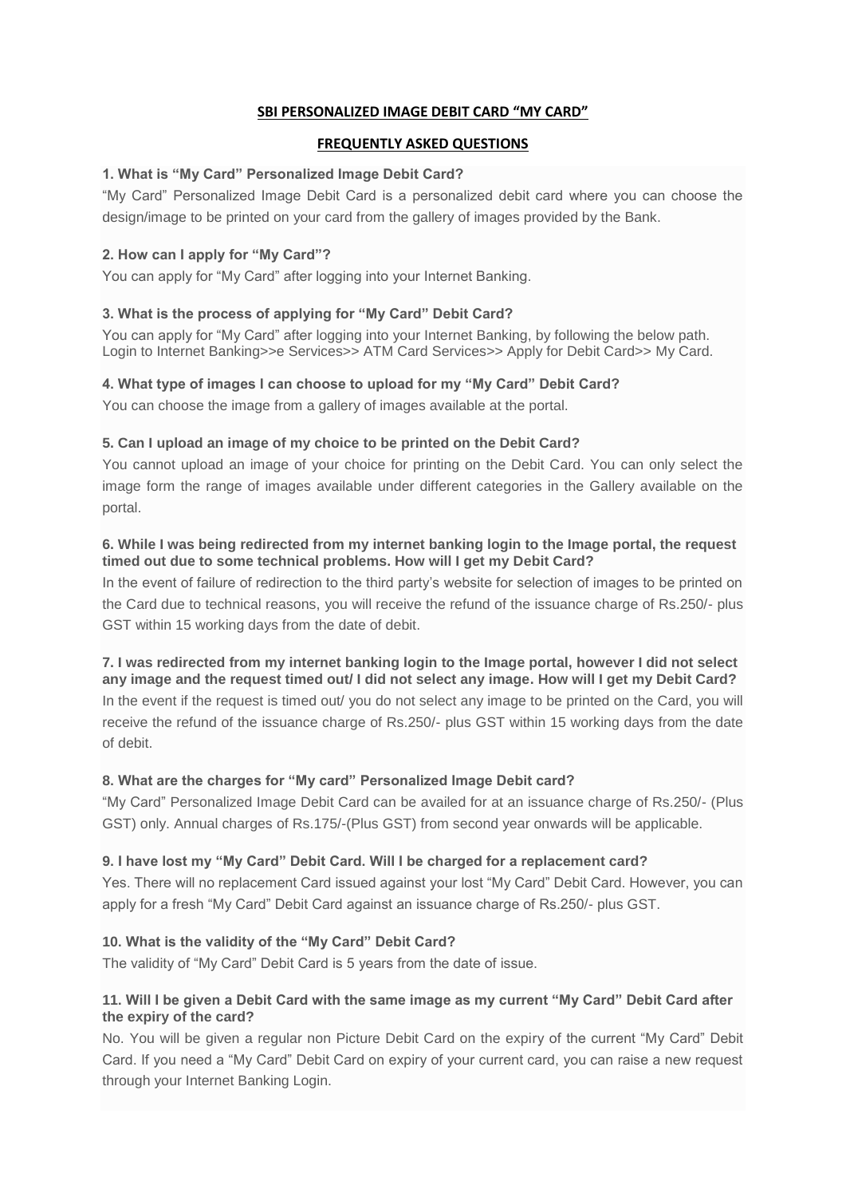## SBI PERSONALIZED IMAGE DEBIT CARD "MY CARD"

## FREQUENTLY ASKED QUESTIONS

**1. What is "My Card" Personalized Image Debit Card?**

"My Card" Personalized Image Debit Card is a personalized debit card where you can choose the design/image to be printed on your card from the gallery of images provided by the Bank.

**2. How can I apply for "My Card"?**

You can apply for "My Card" after logging into your Internet Banking.

**3. What is the process of applying for "My Card" Debit Card?**

You can apply for "My Card" after logging into your Internet Banking, by following the below path. Login to Internet Banking>>e Services>> ATM Card Services>> Apply for Debit Card>> My Card.

**4. What type of images I can choose to upload for my "My Card" Debit Card?**

You can choose the image from a gallery of images available at the portal.

**5. Can I upload an image of my choice to be printed on the Debit Card?**

You cannot upload an image of your choice for printing on the Debit Card. You can only select the image form the range of images available under different categories in the Gallery available on the portal.

**6. While I was being redirected from my internet banking login to the Image portal, the request timed out due to some technical problems. How will I get my Debit Card?**

In the event of failure of redirection to the third party's website for selection of images to be printed on the Card due to technical reasons, you will receive the refund of the issuance charge of Rs.250/- plus GST within 15 working days from the date of debit.

**7. I was redirected from my internet banking login to the Image portal, however I did not select any image and the request timed out/ I did not select any image. How will I get my Debit Card?**

In the event if the request is timed out/ you do not select any image to be printed on the Card, you will receive the refund of the issuance charge of Rs.250/- plus GST within 15 working days from the date of debit.

**8. What are the charges for "My card" Personalized Image Debit card?**

"My Card" Personalized Image Debit Card can be availed for at an issuance charge of Rs.250/- (Plus GST) only. Annual charges of Rs.175/-(Plus GST) from second year onwards will be applicable.

**9. I have lost my "My Card" Debit Card. Will I be charged for a replacement card?**

Yes. There will no replacement Card issued against your lost "My Card" Debit Card. However, you can apply for a fresh "My Card" Debit Card against an issuance charge of Rs.250/- plus GST.

**10. What is the validity of the "My Card" Debit Card?**

The validity of "My Card" Debit Card is 5 years from the date of issue.

**11. Will I be given a Debit Card with the same image as my current "My Card" Debit Card after the expiry of the card?**

No. You will be given a regular non Picture Debit Card on the expiry of the current "My Card" Debit Card. If you need a "My Card" Debit Card on expiry of your current card, you can raise a new request through your Internet Banking Login.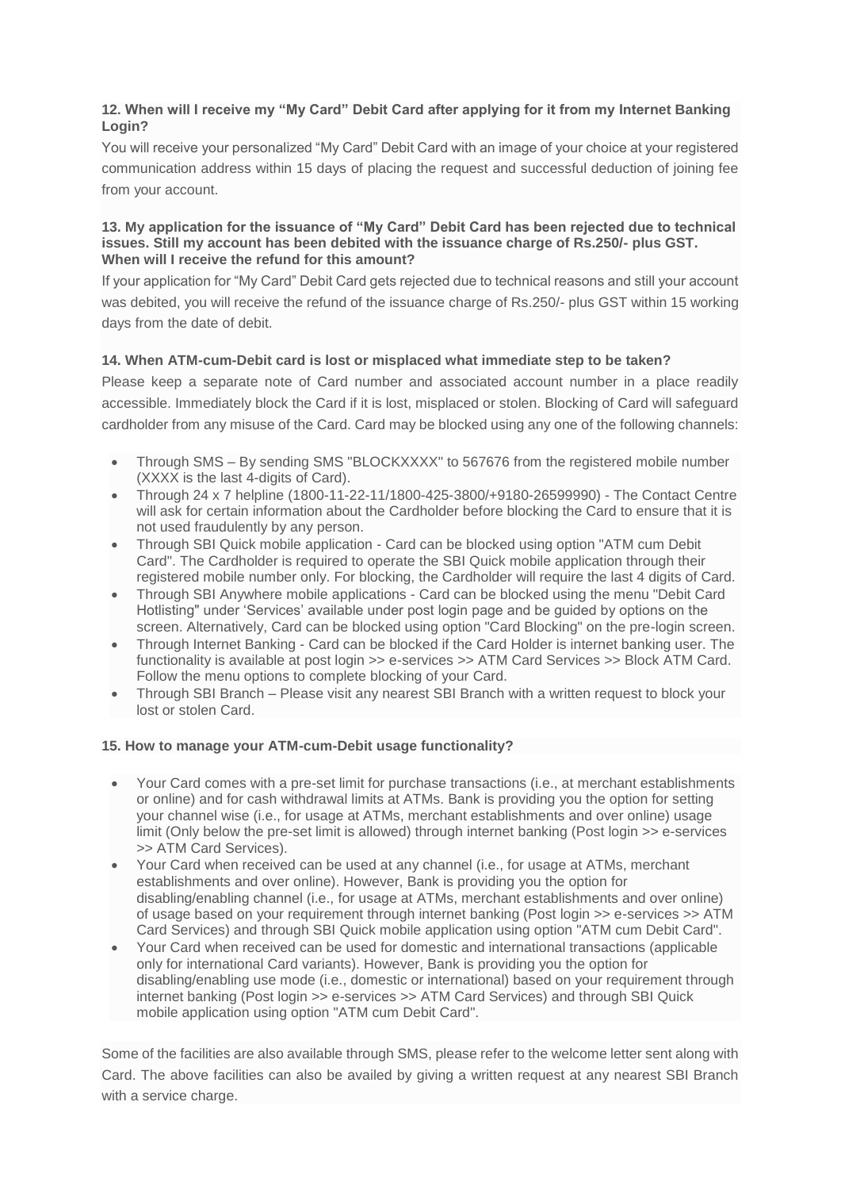**12. When will I receive my "My Card" Debit Card after applying for it from my Internet Banking Login?**

You will receive your personalized "My Card" Debit Card with an image of your choice at your registered communication address within 15 days of placing the request and successful deduction of joining fee from your account.

**13. My application for the issuance of "My Card" Debit Card has been rejected due to technical issues. Still my account has been debited with the issuance charge of Rs.250/- plus GST. When will I receive the refund for this amount?**

If your application for "My Card" Debit Card gets rejected due to technical reasons and still your account was debited, you will receive the refund of the issuance charge of Rs.250/- plus GST within 15 working days from the date of debit.

**14. When ATM-cum-Debit card is lost or misplaced what immediate step to be taken?**

Please keep a separate note of Card number and associated account number in a place readily accessible. Immediately block the Card if it is lost, misplaced or stolen. Blocking of Card will safeguard cardholder from any misuse of the Card. Card may be blocked using any one of the following channels:

- Through SMS – By sending SMS "BLOCKXXXX" to 567676 from the registered mobile number (XXXX is the last 4-digits of Card).
- Through 24 x 7 helpline (1800-11-22-11/1800-425-3800/+9180-26599990) - The Contact Centre will ask for certain information about the Cardholder before blocking the Card to ensure that it is not used fraudulently by any person.
- Through SBI Quick mobile application - Card can be blocked using option "ATM cum Debit Card". The Cardholder is required to operate the SBI Quick mobile application through their registered mobile number only. For blocking, the Cardholder will require the last 4 digits of Card.
- Through SBI Anywhere mobile applications - Card can be blocked using the menu "Debit Card Hotlisting" under 'Services' available under post login page and be guided by options on the screen. Alternatively, Card can be blocked using option "Card Blocking" on the pre-login screen.
- Through Internet Banking - Card can be blocked if the Card Holder is internet banking user. The functionality is available at post login >> e-services >> ATM Card Services >> Block ATM Card. Follow the menu options to complete blocking of your Card.
- Through SBI Branch – Please visit any nearest SBI Branch with a written request to block your lost or stolen Card.

**15. How to manage your ATM-cum-Debit usage functionality?**

- Your Card comes with a pre-set limit for purchase transactions (i.e., at merchant establishments or online) and for cash withdrawal limits at ATMs. Bank is providing you the option for setting your channel wise (i.e., for usage at ATMs, merchant establishments and over online) usage limit (Only below the pre-set limit is allowed) through internet banking (Post login >> e-services >> ATM Card Services).
- Your Card when received can be used at any channel (i.e., for usage at ATMs, merchant establishments and over online). However, Bank is providing you the option for disabling/enabling channel (i.e., for usage at ATMs, merchant establishments and over online) of usage based on your requirement through internet banking (Post login >> e-services >> ATM Card Services) and through SBI Quick mobile application using option "ATM cum Debit Card".
- Your Card when received can be used for domestic and international transactions (applicable only for international Card variants). However, Bank is providing you the option for disabling/enabling use mode (i.e., domestic or international) based on your requirement through internet banking (Post login >> e-services >> ATM Card Services) and through SBI Quick mobile application using option "ATM cum Debit Card".

Some of the facilities are also available through SMS, please refer to the welcome letter sent along with Card. The above facilities can also be availed by giving a written request at any nearest SBI Branch with a service charge.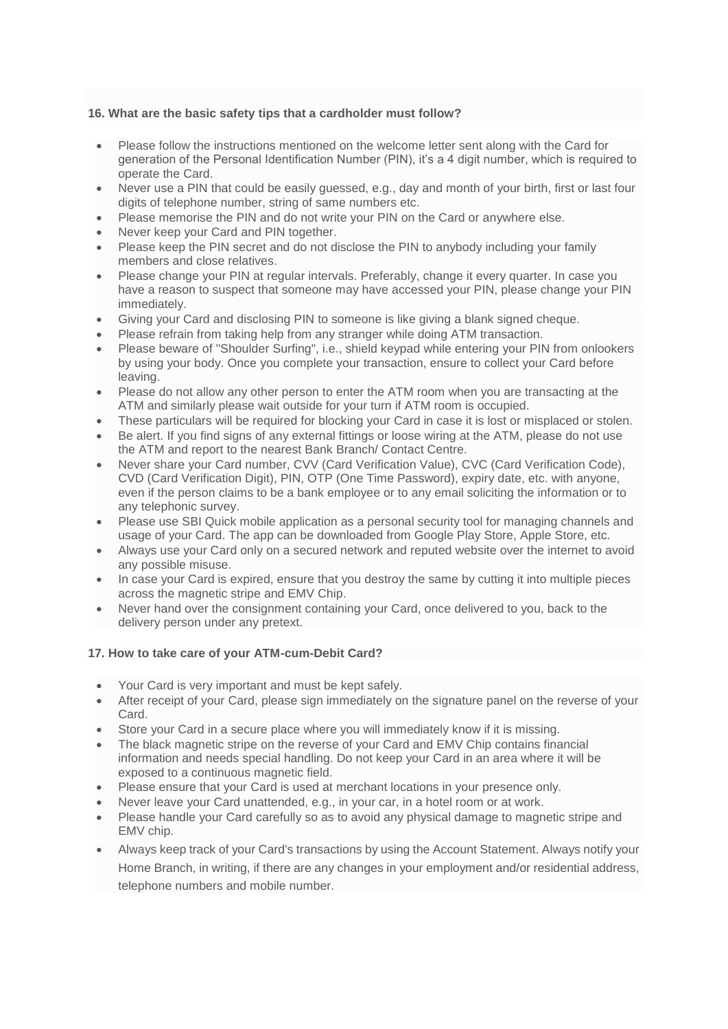**16. What are the basic safety tips that a cardholder must follow?**

- Please follow the instructions mentioned on the welcome letter sent along with the Card for generation of the Personal Identification Number (PIN), it's a 4 digit number, which is required to operate the Card.
- Never use a PIN that could be easily guessed, e.g., day and month of your birth, first or last four digits of telephone number, string of same numbers etc.
- Please memorise the PIN and do not write your PIN on the Card or anywhere else.
- Never keep your Card and PIN together.
- Please keep the PIN secret and do not disclose the PIN to anybody including your family members and close relatives.
- Please change your PIN at regular intervals. Preferably, change it every quarter. In case you have a reason to suspect that someone may have accessed your PIN, please change your PIN immediately.
- Giving your Card and disclosing PIN to someone is like giving a blank signed cheque.
- Please refrain from taking help from any stranger while doing ATM transaction.
- Please beware of "Shoulder Surfing", i.e., shield keypad while entering your PIN from onlookers by using your body. Once you complete your transaction, ensure to collect your Card before leaving.
- Please do not allow any other person to enter the ATM room when you are transacting at the ATM and similarly please wait outside for your turn if ATM room is occupied.
- These particulars will be required for blocking your Card in case it is lost or misplaced or stolen.
- Be alert. If you find signs of any external fittings or loose wiring at the ATM, please do not use the ATM and report to the nearest Bank Branch/ Contact Centre.
- Never share your Card number, CVV (Card Verification Value), CVC (Card Verification Code), CVD (Card Verification Digit), PIN, OTP (One Time Password), expiry date, etc. with anyone, even if the person claims to be a bank employee or to any email soliciting the information or to any telephonic survey.
- Please use SBI Quick mobile application as a personal security tool for managing channels and usage of your Card. The app can be downloaded from Google Play Store, Apple Store, etc.
- Always use your Card only on a secured network and reputed website over the internet to avoid any possible misuse.
- In case your Card is expired, ensure that you destroy the same by cutting it into multiple pieces across the magnetic stripe and EMV Chip.
- Never hand over the consignment containing your Card, once delivered to you, back to the delivery person under any pretext.

**17. How to take care of your ATM-cum-Debit Card?**

- Your Card is very important and must be kept safely.
- After receipt of your Card, please sign immediately on the signature panel on the reverse of your Card.
- Store your Card in a secure place where you will immediately know if it is missing.
- The black magnetic stripe on the reverse of your Card and EMV Chip contains financial information and needs special handling. Do not keep your Card in an area where it will be exposed to a continuous magnetic field.
- Please ensure that your Card is used at merchant locations in your presence only.
- Never leave your Card unattended, e.g., in your car, in a hotel room or at work.
- Please handle your Card carefully so as to avoid any physical damage to magnetic stripe and EMV chip.
- Always keep track of your Card's transactions by using the Account Statement. Always notify your Home Branch, in writing, if there are any changes in your employment and/or residential address, telephone numbers and mobile number.